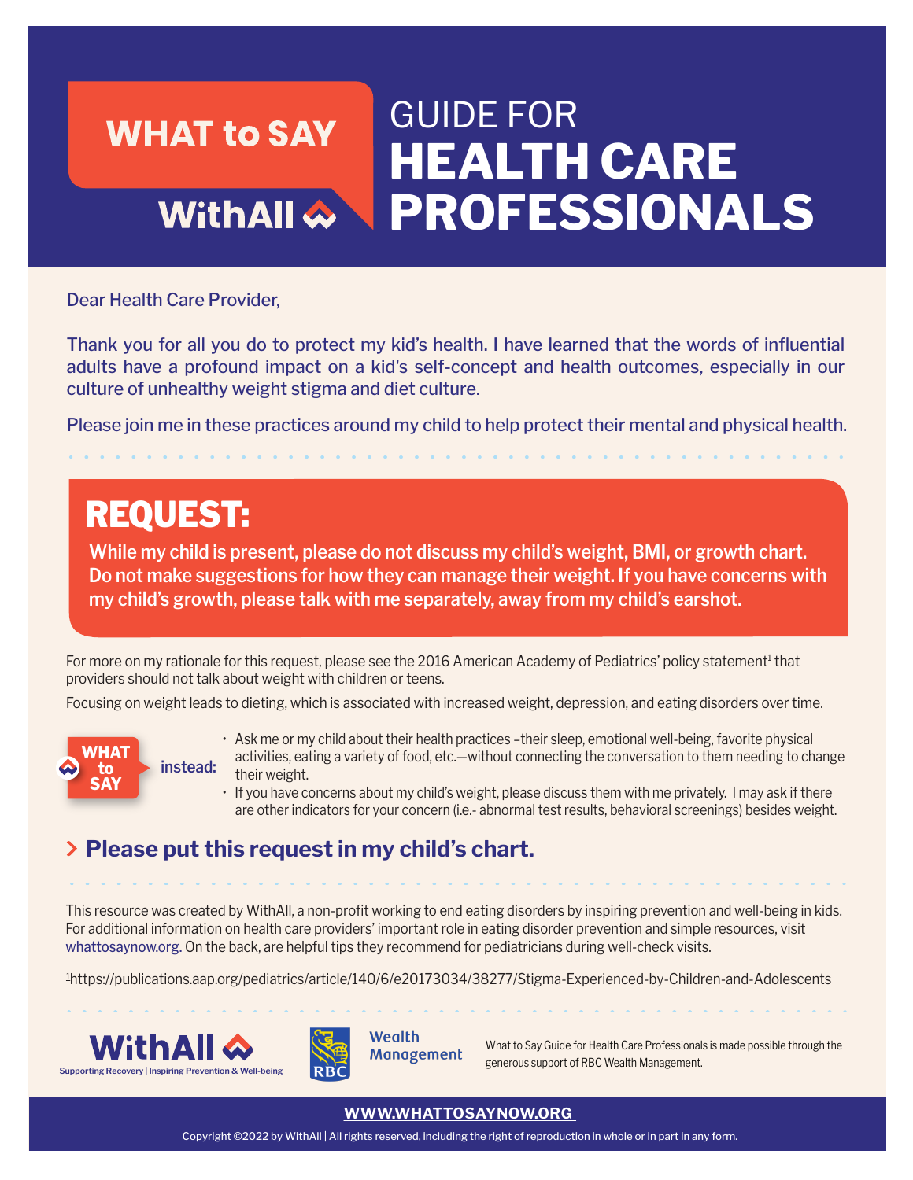# WHAT to SAY

WithAll

# GUIDE FOR HEALTH CARE PROFESSIONALS

Dear Health Care Provider,

Thank you for all you do to protect my kid's health. I have learned that the words of influential adults have a profound impact on a kid's self-concept and health outcomes, especially in our culture of unhealthy weight stigma and diet culture.

Please join me in these practices around my child to help protect their mental and physical health.

## REQUEST:

**While my child is present, please do not discuss my child's weight, BMI, or growth chart. Do not make suggestions for how they can manage their weight. If you have concerns with my child's growth, please talk with me separately, away from my child's earshot.**

For more on my rationale for this request, please see the 2016 American Academy of Pediatrics' policy statement[1] that providers should not talk about weight with children or teens.

Focusing on weight leads to dieting, which is associated with increased weight, depression, and eating disorders over time.

**WHAT to SAY instead:**

- Ask me or my child about their health practices –their sleep, emotional well-being, favorite physical activities, eating a variety of food, etc.—without connecting the conversation to them needing to change their weight.
- If you have concerns about my child's weight, please discuss them with me privately. I may ask if there are other indicators for your concern (i.e.- abnormal test results, behavioral screenings) besides weight.

### > Please put this request in my child's chart.

This resource was created by WithAll, a non-profit working to end eating disorders by inspiring prevention and well-being in kids. For additional information on health care providers' important role in eating disorder prevention and simple resources, visit whattosaynow.org. On the back, are helpful tips they recommend for pediatricians during well-check visits.

[1]https://publications.aap.org/pediatrics/article/140/6/e20173034/38277/Stigma-Experienced-by-Children-and-Adolescents

WithAll — Supporting Recovery | Inspiring Prevention & Well-being

RBC Wealth Management

What to Say Guide for Health Care Professionals is made possible through the generous support of RBC Wealth Management.

WWW.WHATTOSAYNOW.ORG

Copyright ©2022 by WithAll | All rights reserved, including the right of reproduction in whole or in part in any form.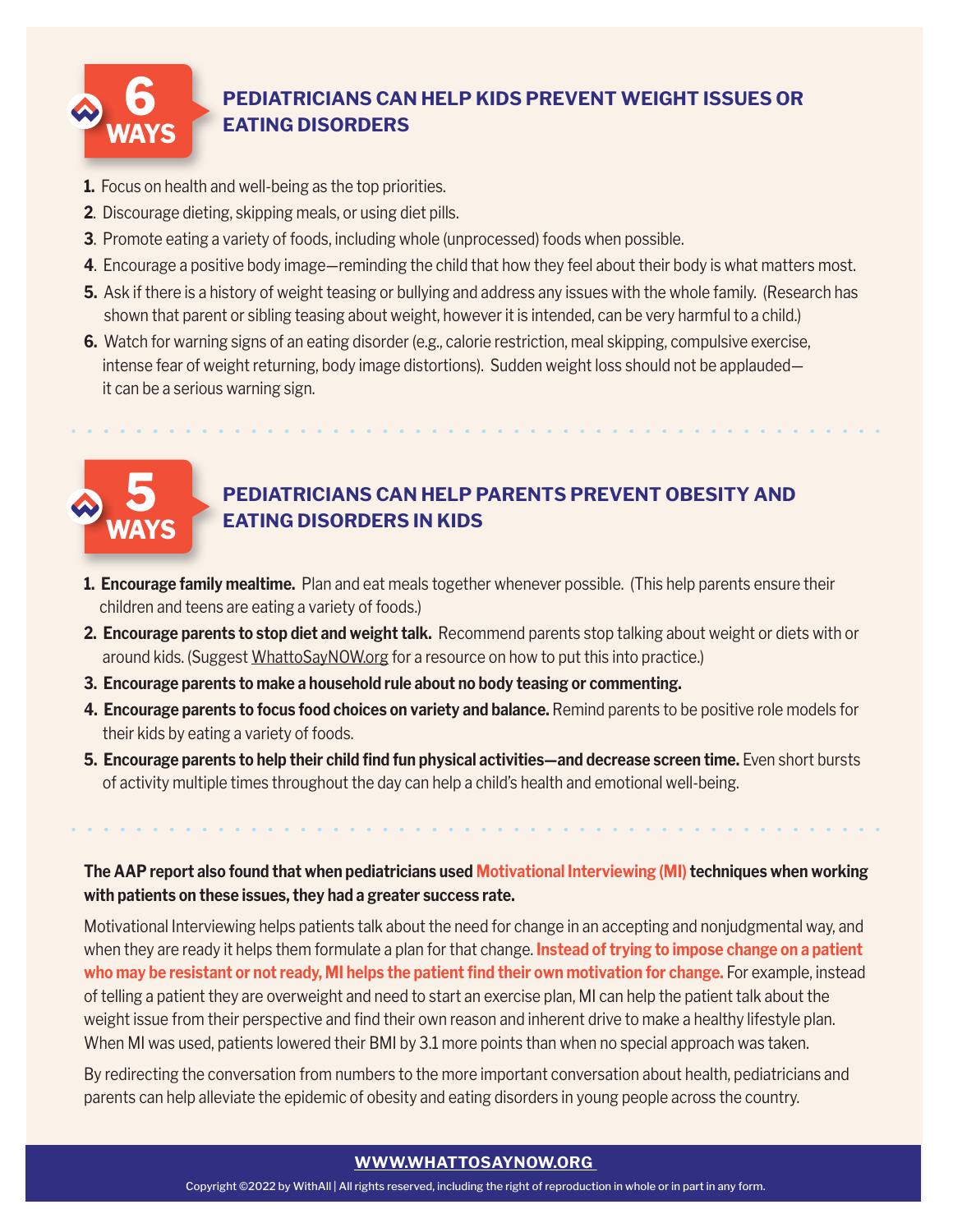## 6 WAYS PEDIATRICIANS CAN HELP KIDS PREVENT WEIGHT ISSUES OR EATING DISORDERS

1. Focus on health and well-being as the top priorities.
2. Discourage dieting, skipping meals, or using diet pills.
3. Promote eating a variety of foods, including whole (unprocessed) foods when possible.
4. Encourage a positive body image—reminding the child that how they feel about their body is what matters most.
5. Ask if there is a history of weight teasing or bullying and address any issues with the whole family. (Research has shown that parent or sibling teasing about weight, however it is intended, can be very harmful to a child.)
6. Watch for warning signs of an eating disorder (e.g., calorie restriction, meal skipping, compulsive exercise, intense fear of weight returning, body image distortions). Sudden weight loss should not be applauded—it can be a serious warning sign.

## 5 WAYS PEDIATRICIANS CAN HELP PARENTS PREVENT OBESITY AND EATING DISORDERS IN KIDS

1. **Encourage family mealtime.** Plan and eat meals together whenever possible. (This help parents ensure their children and teens are eating a variety of foods.)
2. **Encourage parents to stop diet and weight talk.** Recommend parents stop talking about weight or diets with or around kids. (Suggest WhattoSayNOW.org for a resource on how to put this into practice.)
3. **Encourage parents to make a household rule about no body teasing or commenting.**
4. **Encourage parents to focus food choices on variety and balance.** Remind parents to be positive role models for their kids by eating a variety of foods.
5. **Encourage parents to help their child find fun physical activities—and decrease screen time.** Even short bursts of activity multiple times throughout the day can help a child's health and emotional well-being.

**The AAP report also found that when pediatricians used Motivational Interviewing (MI) techniques when working with patients on these issues, they had a greater success rate.**

Motivational Interviewing helps patients talk about the need for change in an accepting and nonjudgmental way, and when they are ready it helps them formulate a plan for that change. **Instead of trying to impose change on a patient who may be resistant or not ready, MI helps the patient find their own motivation for change.** For example, instead of telling a patient they are overweight and need to start an exercise plan, MI can help the patient talk about the weight issue from their perspective and find their own reason and inherent drive to make a healthy lifestyle plan. When MI was used, patients lowered their BMI by 3.1 more points than when no special approach was taken.

By redirecting the conversation from numbers to the more important conversation about health, pediatricians and parents can help alleviate the epidemic of obesity and eating disorders in young people across the country.

**WWW.WHATTOSAYNOW.ORG**

Copyright ©2022 by WithAll | All rights reserved, including the right of reproduction in whole or in part in any form.